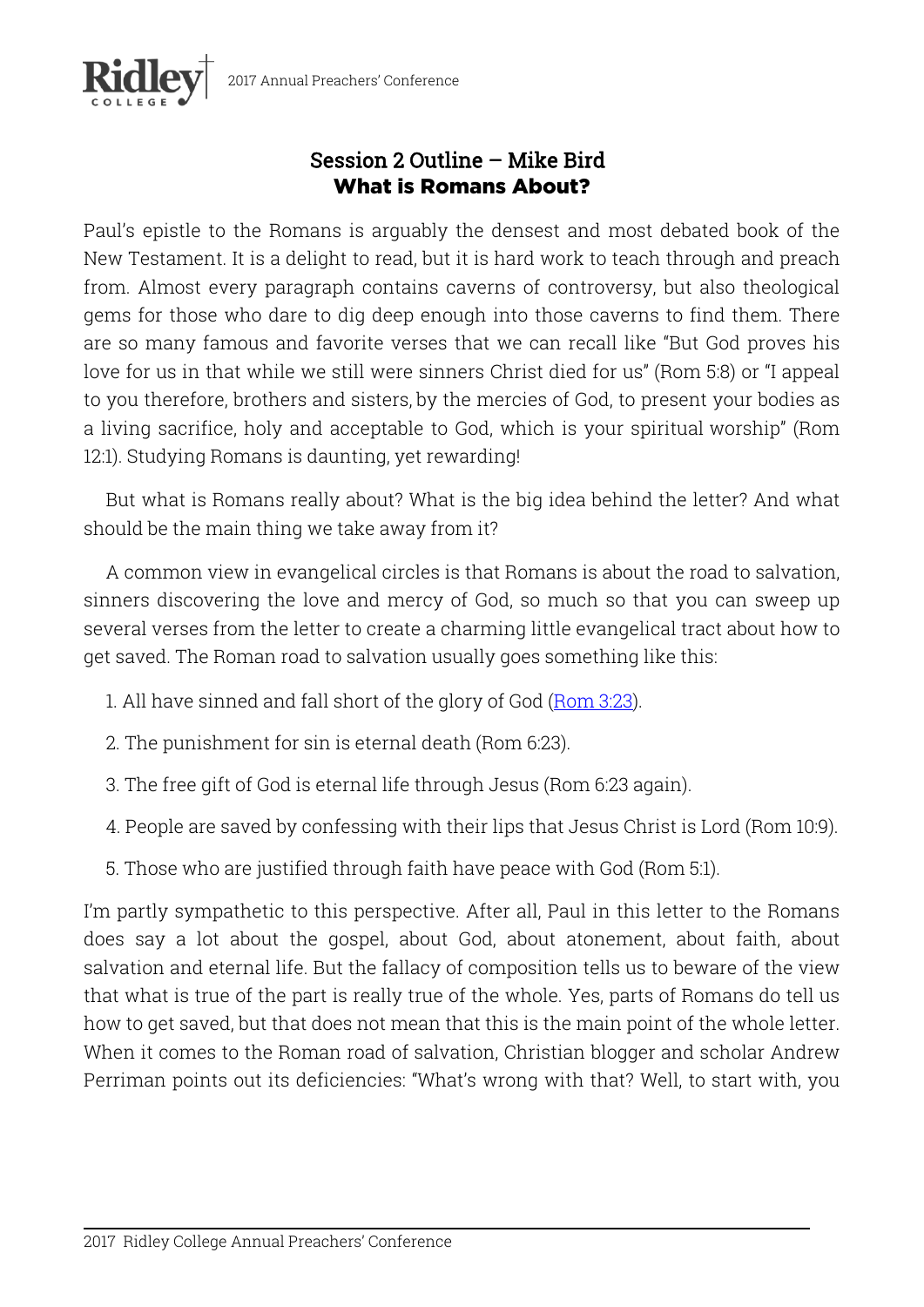## Session 2 Outline – Mike Bird
## **What is Romans About?**

Paul's epistle to the Romans is arguably the densest and most debated book of the New Testament. It is a delight to read, but it is hard work to teach through and preach from. Almost every paragraph contains caverns of controversy, but also theological gems for those who dare to dig deep enough into those caverns to find them. There are so many famous and favorite verses that we can recall like "But God proves his love for us in that while we still were sinners Christ died for us" (Rom 5:8) or "I appeal to you therefore, brothers and sisters, by the mercies of God, to present your bodies as a living sacrifice, holy and acceptable to God, which is your spiritual worship" (Rom 12:1). Studying Romans is daunting, yet rewarding!

But what is Romans really about? What is the big idea behind the letter? And what should be the main thing we take away from it?

A common view in evangelical circles is that Romans is about the road to salvation, sinners discovering the love and mercy of God, so much so that you can sweep up several verses from the letter to create a charming little evangelical tract about how to get saved. The Roman road to salvation usually goes something like this:

1. All have sinned and fall short of the glory of God (Rom 3:23).
2. The punishment for sin is eternal death (Rom 6:23).
3. The free gift of God is eternal life through Jesus (Rom 6:23 again).
4. People are saved by confessing with their lips that Jesus Christ is Lord (Rom 10:9).
5. Those who are justified through faith have peace with God (Rom 5:1).

I'm partly sympathetic to this perspective. After all, Paul in this letter to the Romans does say a lot about the gospel, about God, about atonement, about faith, about salvation and eternal life. But the fallacy of composition tells us to beware of the view that what is true of the part is really true of the whole. Yes, parts of Romans do tell us how to get saved, but that does not mean that this is the main point of the whole letter. When it comes to the Roman road of salvation, Christian blogger and scholar Andrew Perriman points out its deficiencies: "What's wrong with that? Well, to start with, you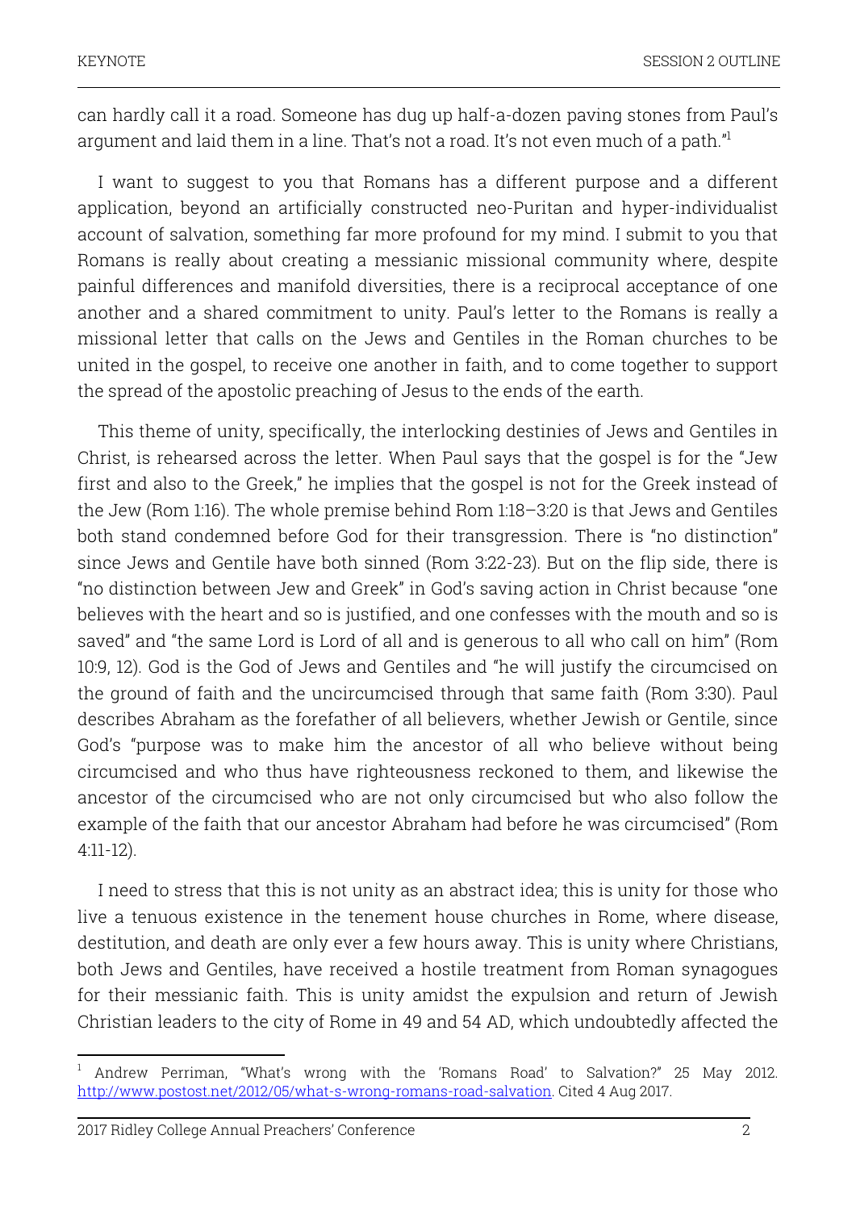can hardly call it a road. Someone has dug up half-a-dozen paving stones from Paul's argument and laid them in a line. That's not a road. It's not even much of a path."[1]

I want to suggest to you that Romans has a different purpose and a different application, beyond an artificially constructed neo-Puritan and hyper-individualist account of salvation, something far more profound for my mind. I submit to you that Romans is really about creating a messianic missional community where, despite painful differences and manifold diversities, there is a reciprocal acceptance of one another and a shared commitment to unity. Paul's letter to the Romans is really a missional letter that calls on the Jews and Gentiles in the Roman churches to be united in the gospel, to receive one another in faith, and to come together to support the spread of the apostolic preaching of Jesus to the ends of the earth.

This theme of unity, specifically, the interlocking destinies of Jews and Gentiles in Christ, is rehearsed across the letter. When Paul says that the gospel is for the "Jew first and also to the Greek," he implies that the gospel is not for the Greek instead of the Jew (Rom 1:16). The whole premise behind Rom 1:18–3:20 is that Jews and Gentiles both stand condemned before God for their transgression. There is "no distinction" since Jews and Gentile have both sinned (Rom 3:22-23). But on the flip side, there is "no distinction between Jew and Greek" in God's saving action in Christ because "one believes with the heart and so is justified, and one confesses with the mouth and so is saved" and "the same Lord is Lord of all and is generous to all who call on him" (Rom 10:9, 12). God is the God of Jews and Gentiles and "he will justify the circumcised on the ground of faith and the uncircumcised through that same faith (Rom 3:30). Paul describes Abraham as the forefather of all believers, whether Jewish or Gentile, since God's "purpose was to make him the ancestor of all who believe without being circumcised and who thus have righteousness reckoned to them, and likewise the ancestor of the circumcised who are not only circumcised but who also follow the example of the faith that our ancestor Abraham had before he was circumcised" (Rom 4:11-12).

I need to stress that this is not unity as an abstract idea; this is unity for those who live a tenuous existence in the tenement house churches in Rome, where disease, destitution, and death are only ever a few hours away. This is unity where Christians, both Jews and Gentiles, have received a hostile treatment from Roman synagogues for their messianic faith. This is unity amidst the expulsion and return of Jewish Christian leaders to the city of Rome in 49 and 54 AD, which undoubtedly affected the

---

[1] Andrew Perriman, "What's wrong with the 'Romans Road' to Salvation?" 25 May 2012. http://www.postost.net/2012/05/what-s-wrong-romans-road-salvation. Cited 4 Aug 2017.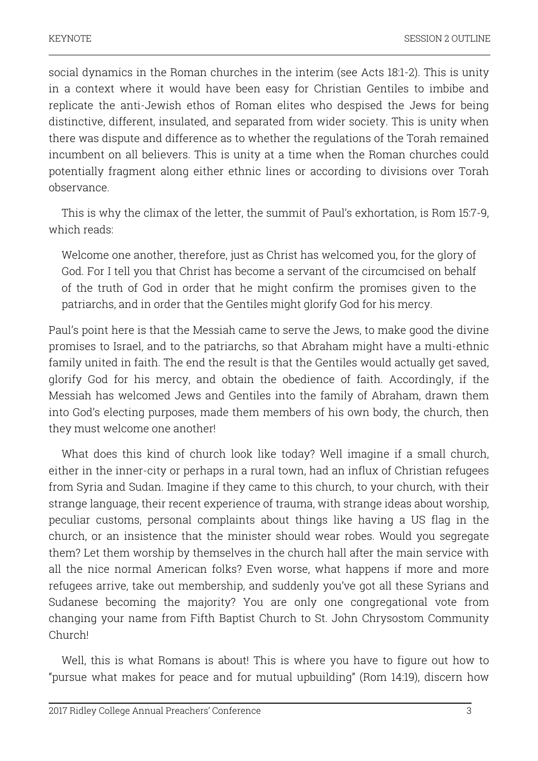social dynamics in the Roman churches in the interim (see Acts 18:1-2). This is unity in a context where it would have been easy for Christian Gentiles to imbibe and replicate the anti-Jewish ethos of Roman elites who despised the Jews for being distinctive, different, insulated, and separated from wider society. This is unity when there was dispute and difference as to whether the regulations of the Torah remained incumbent on all believers. This is unity at a time when the Roman churches could potentially fragment along either ethnic lines or according to divisions over Torah observance.

This is why the climax of the letter, the summit of Paul's exhortation, is Rom 15:7-9, which reads:

> Welcome one another, therefore, just as Christ has welcomed you, for the glory of God. For I tell you that Christ has become a servant of the circumcised on behalf of the truth of God in order that he might confirm the promises given to the patriarchs, and in order that the Gentiles might glorify God for his mercy.

Paul's point here is that the Messiah came to serve the Jews, to make good the divine promises to Israel, and to the patriarchs, so that Abraham might have a multi-ethnic family united in faith. The end the result is that the Gentiles would actually get saved, glorify God for his mercy, and obtain the obedience of faith. Accordingly, if the Messiah has welcomed Jews and Gentiles into the family of Abraham, drawn them into God's electing purposes, made them members of his own body, the church, then they must welcome one another!

What does this kind of church look like today? Well imagine if a small church, either in the inner-city or perhaps in a rural town, had an influx of Christian refugees from Syria and Sudan. Imagine if they came to this church, to your church, with their strange language, their recent experience of trauma, with strange ideas about worship, peculiar customs, personal complaints about things like having a US flag in the church, or an insistence that the minister should wear robes. Would you segregate them? Let them worship by themselves in the church hall after the main service with all the nice normal American folks? Even worse, what happens if more and more refugees arrive, take out membership, and suddenly you've got all these Syrians and Sudanese becoming the majority? You are only one congregational vote from changing your name from Fifth Baptist Church to St. John Chrysostom Community Church!

Well, this is what Romans is about! This is where you have to figure out how to "pursue what makes for peace and for mutual upbuilding" (Rom 14:19), discern how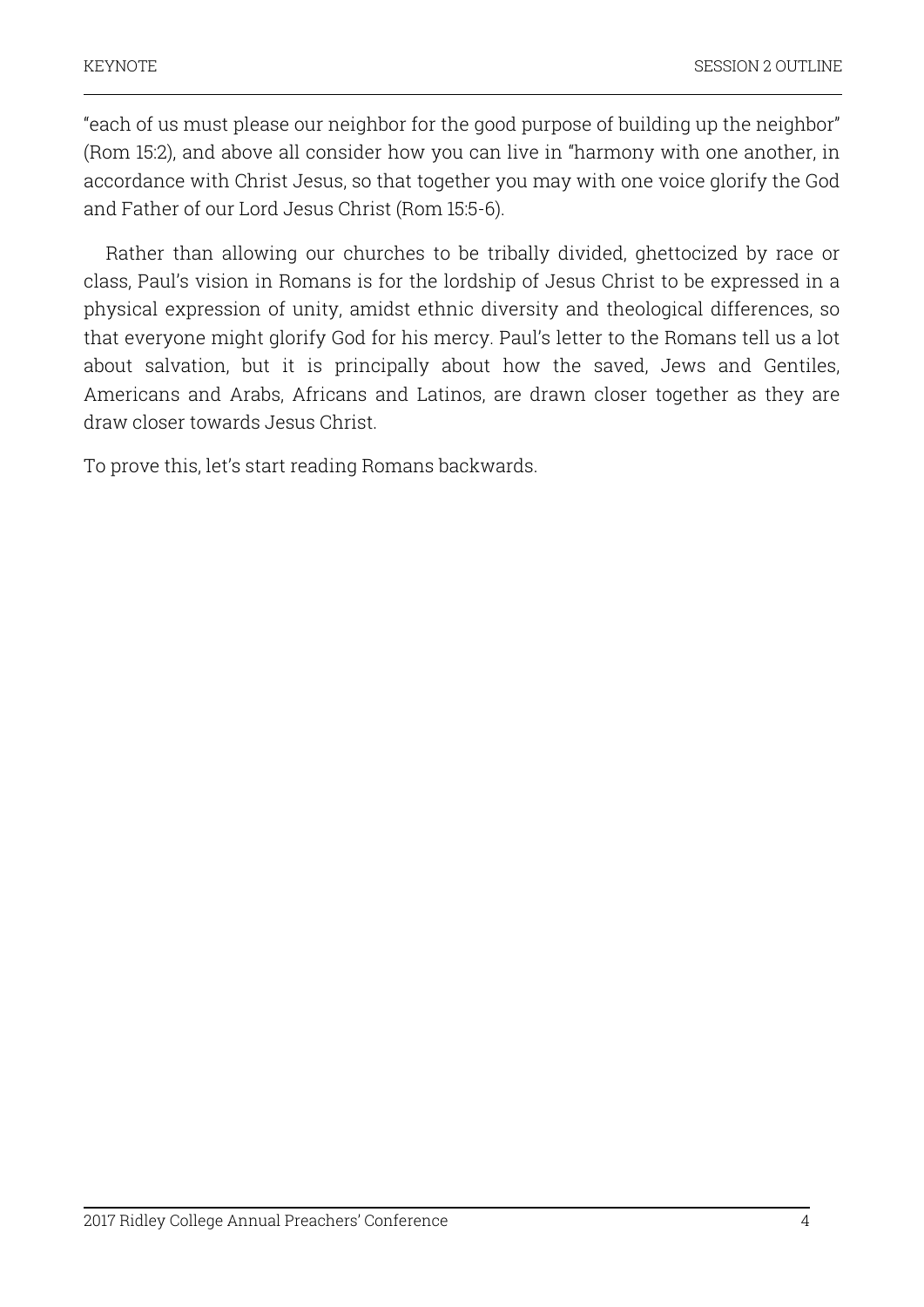"each of us must please our neighbor for the good purpose of building up the neighbor" (Rom 15:2), and above all consider how you can live in "harmony with one another, in accordance with Christ Jesus, so that together you may with one voice glorify the God and Father of our Lord Jesus Christ (Rom 15:5-6).

Rather than allowing our churches to be tribally divided, ghettocized by race or class, Paul's vision in Romans is for the lordship of Jesus Christ to be expressed in a physical expression of unity, amidst ethnic diversity and theological differences, so that everyone might glorify God for his mercy. Paul's letter to the Romans tell us a lot about salvation, but it is principally about how the saved, Jews and Gentiles, Americans and Arabs, Africans and Latinos, are drawn closer together as they are draw closer towards Jesus Christ.

To prove this, let's start reading Romans backwards.